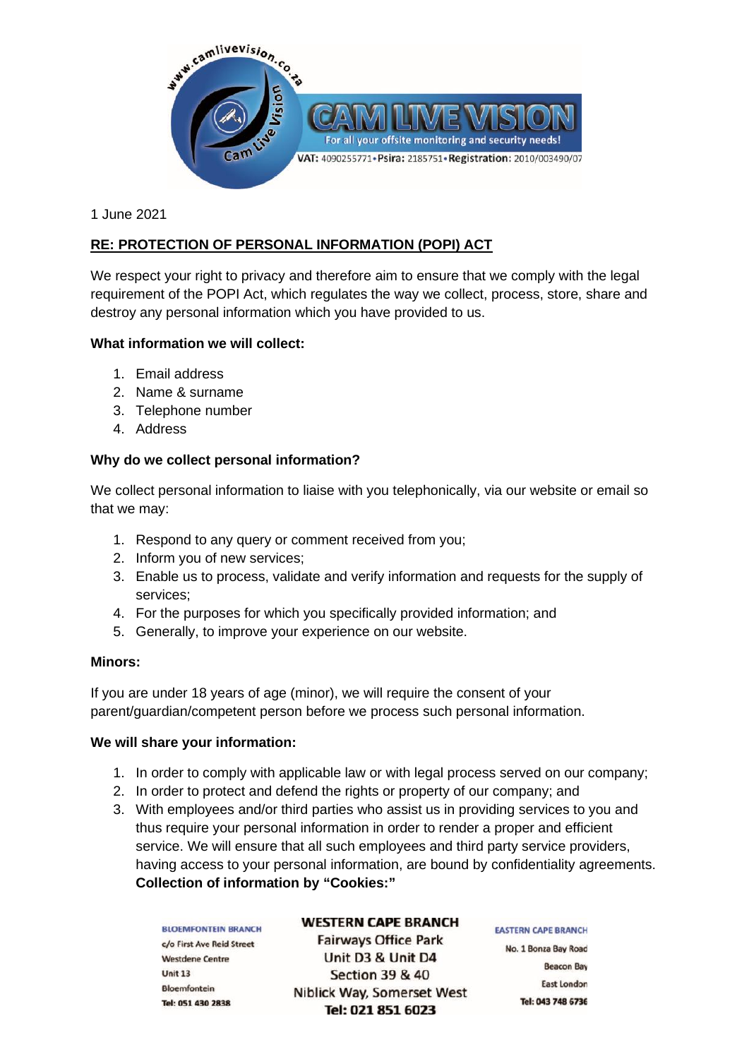www.camlivevision.co.za

CAM LIVE VISION

For all your offsite monitoring and security needs!

VAT: 4090255771 • Psira: 2185751 • Registration: 2010/003490/07

1 June 2021

**RE: PROTECTION OF PERSONAL INFORMATION (POPI) ACT**

We respect your right to privacy and therefore aim to ensure that we comply with the legal requirement of the POPI Act, which regulates the way we collect, process, store, share and destroy any personal information which you have provided to us.

**What information we will collect:**

1. Email address
2. Name & surname
3. Telephone number
4. Address

**Why do we collect personal information?**

We collect personal information to liaise with you telephonically, via our website or email so that we may:

1. Respond to any query or comment received from you;
2. Inform you of new services;
3. Enable us to process, validate and verify information and requests for the supply of services;
4. For the purposes for which you specifically provided information; and
5. Generally, to improve your experience on our website.

**Minors:**

If you are under 18 years of age (minor), we will require the consent of your parent/guardian/competent person before we process such personal information.

**We will share your information:**

1. In order to comply with applicable law or with legal process served on our company;
2. In order to protect and defend the rights or property of our company; and
3. With employees and/or third parties who assist us in providing services to you and thus require your personal information in order to render a proper and efficient service. We will ensure that all such employees and third party service providers, having access to your personal information, are bound by confidentiality agreements.
   **Collection of information by "Cookies:"**

**BLOEMFONTEIN BRANCH**
c/o First Ave Reid Street
Westdene Centre
Unit 13
Bloemfontein
Tel: 051 430 2838

**WESTERN CAPE BRANCH**
Fairways Office Park
Unit D3 & Unit D4
Section 39 & 40
Niblick Way, Somerset West
Tel: 021 851 6023

**EASTERN CAPE BRANCH**
No. 1 Bonza Bay Road
Beacon Bay
East London
Tel: 043 748 6736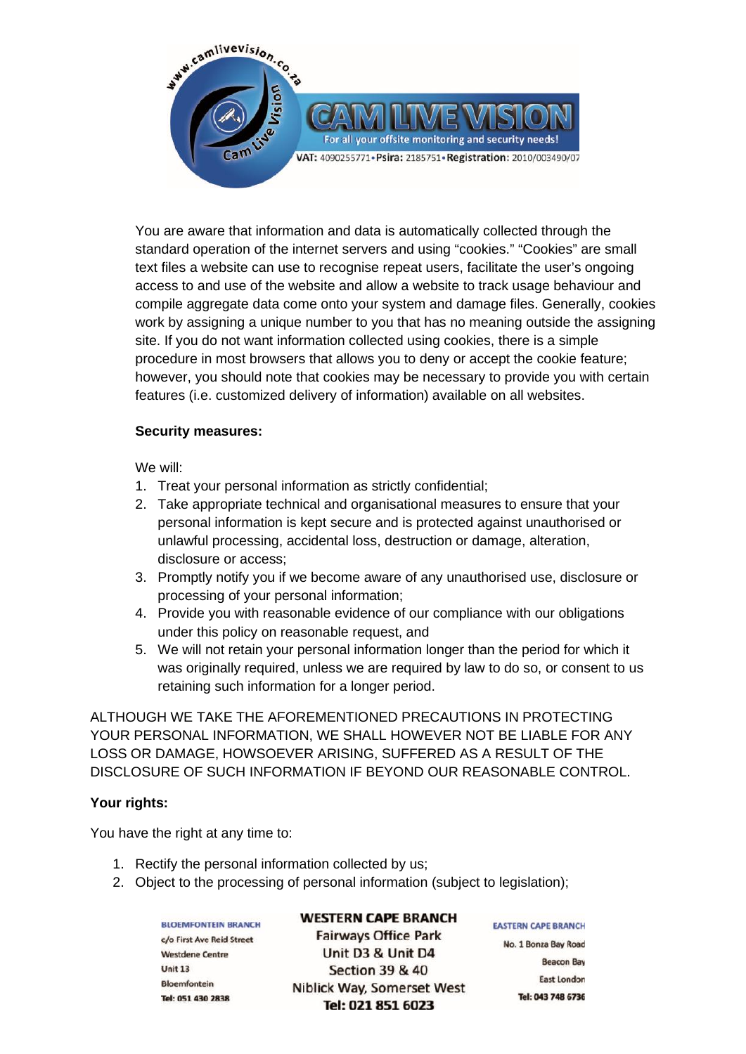You are aware that information and data is automatically collected through the standard operation of the internet servers and using "cookies." "Cookies" are small text files a website can use to recognise repeat users, facilitate the user's ongoing access to and use of the website and allow a website to track usage behaviour and compile aggregate data come onto your system and damage files. Generally, cookies work by assigning a unique number to you that has no meaning outside the assigning site. If you do not want information collected using cookies, there is a simple procedure in most browsers that allows you to deny or accept the cookie feature; however, you should note that cookies may be necessary to provide you with certain features (i.e. customized delivery of information) available on all websites.

**Security measures:**

We will:

1. Treat your personal information as strictly confidential;
2. Take appropriate technical and organisational measures to ensure that your personal information is kept secure and is protected against unauthorised or unlawful processing, accidental loss, destruction or damage, alteration, disclosure or access;
3. Promptly notify you if we become aware of any unauthorised use, disclosure or processing of your personal information;
4. Provide you with reasonable evidence of our compliance with our obligations under this policy on reasonable request, and
5. We will not retain your personal information longer than the period for which it was originally required, unless we are required by law to do so, or consent to us retaining such information for a longer period.

ALTHOUGH WE TAKE THE AFOREMENTIONED PRECAUTIONS IN PROTECTING YOUR PERSONAL INFORMATION, WE SHALL HOWEVER NOT BE LIABLE FOR ANY LOSS OR DAMAGE, HOWSOEVER ARISING, SUFFERED AS A RESULT OF THE DISCLOSURE OF SUCH INFORMATION IF BEYOND OUR REASONABLE CONTROL.

**Your rights:**

You have the right at any time to:

1. Rectify the personal information collected by us;
2. Object to the processing of personal information (subject to legislation);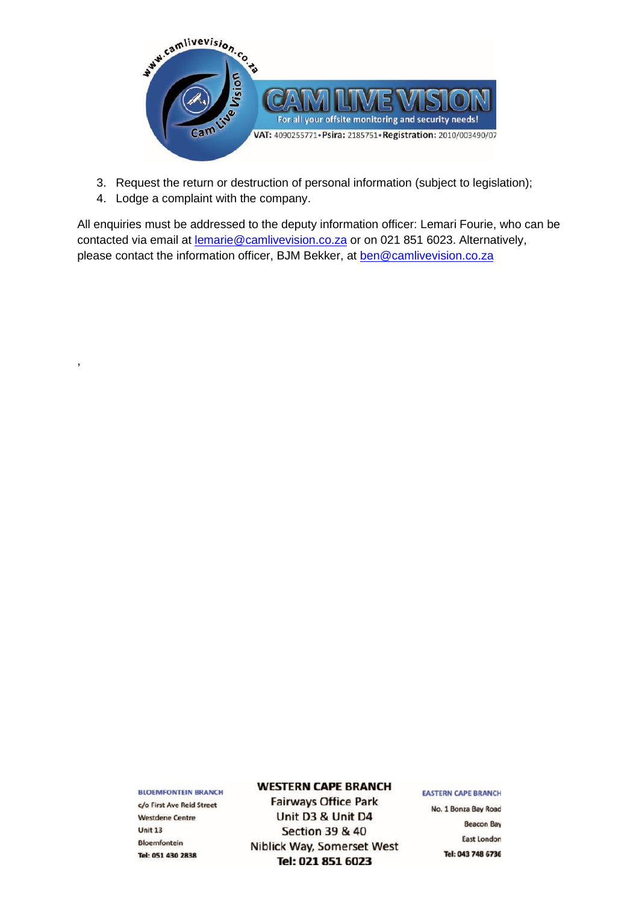3. Request the return or destruction of personal information (subject to legislation);
4. Lodge a complaint with the company.

All enquiries must be addressed to the deputy information officer: Lemari Fourie, who can be contacted via email at lemarie@camlivevision.co.za or on 021 851 6023. Alternatively, please contact the information officer, BJM Bekker, at ben@camlivevision.co.za

,